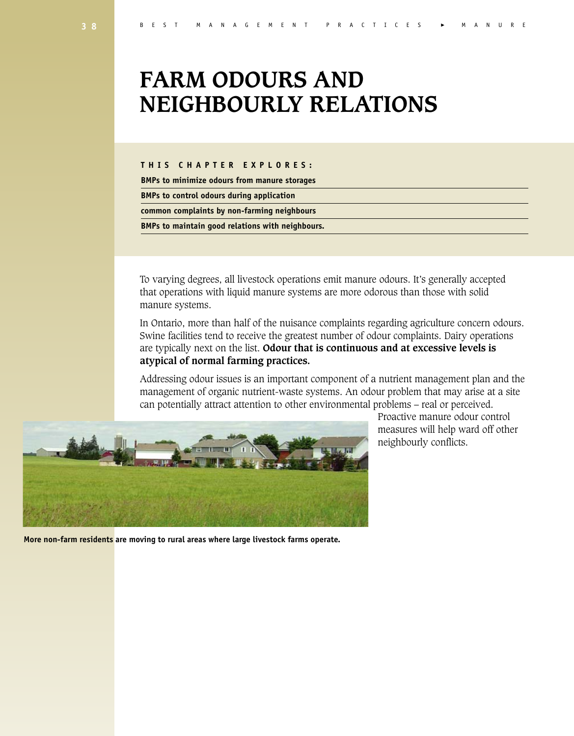# FARM ODOURS AND NEIGHBOURLY RELATIONS

**THIS CHAPTER EXPLORES:**

- **BMPs to minimize odours from manure storages**
- **BMPs to control odours during application**
- **common complaints by non-farming neighbours**
- **BMPs to maintain good relations with neighbours.**

To varying degrees, all livestock operations emit manure odours. It's generally accepted that operations with liquid manure systems are more odorous than those with solid manure systems.

In Ontario, more than half of the nuisance complaints regarding agriculture concern odours. Swine facilities tend to receive the greatest number of odour complaints. Dairy operations are typically next on the list. **Odour that is continuous and at excessive levels is atypical of normal farming practices.**

Addressing odour issues is an important component of a nutrient management plan and the management of organic nutrient-waste systems. An odour problem that may arise at a site can potentially attract attention to other environmental problems – real or perceived. Proactive manure odour control measures will help ward off other neighbourly conflicts.

**More non-farm residents are moving to rural areas where large livestock farms operate.**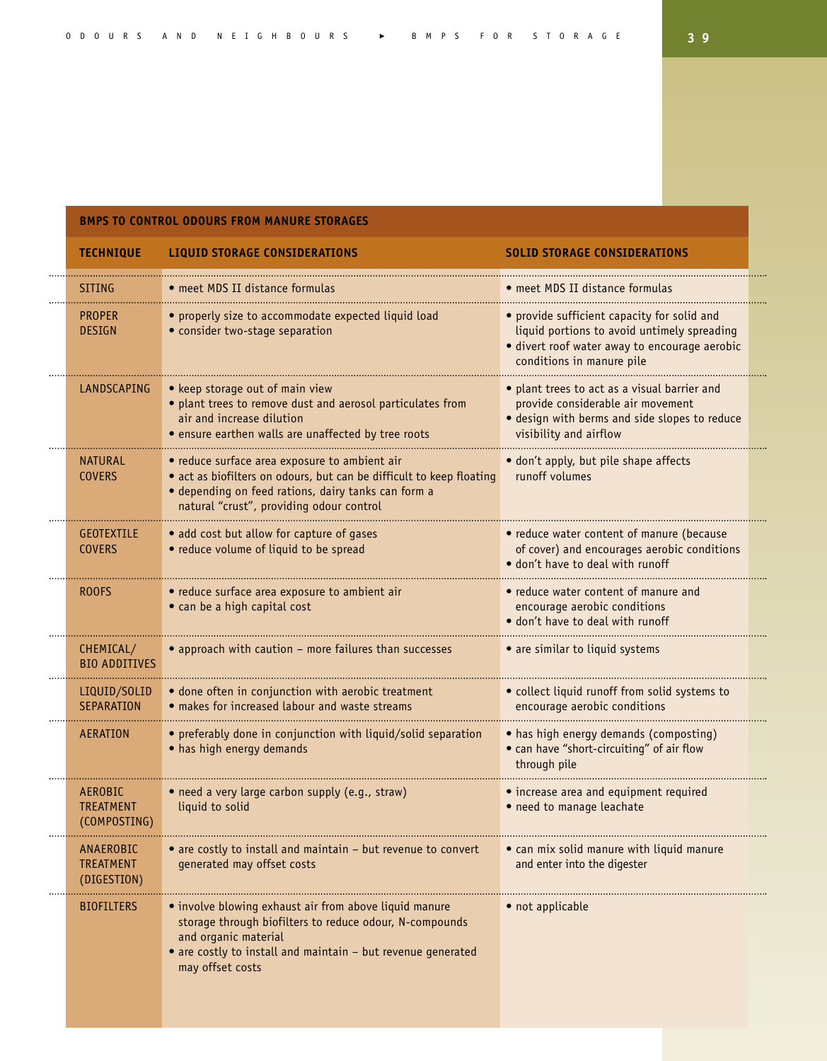## BMPS TO CONTROL ODOURS FROM MANURE STORAGES

| TECHNIQUE | LIQUID STORAGE CONSIDERATIONS | SOLID STORAGE CONSIDERATIONS |
|---|---|---|
| SITING | • meet MDS II distance formulas | • meet MDS II distance formulas |
| PROPER DESIGN | • properly size to accommodate expected liquid load<br>• consider two-stage separation | • provide sufficient capacity for solid and liquid portions to avoid untimely spreading<br>• divert roof water away to encourage aerobic conditions in manure pile |
| LANDSCAPING | • keep storage out of main view<br>• plant trees to remove dust and aerosol particulates from air and increase dilution<br>• ensure earthen walls are unaffected by tree roots | • plant trees to act as a visual barrier and provide considerable air movement<br>• design with berms and side slopes to reduce visibility and airflow |
| NATURAL COVERS | • reduce surface area exposure to ambient air<br>• act as biofilters on odours, but can be difficult to keep floating<br>• depending on feed rations, dairy tanks can form a natural "crust", providing odour control | • don't apply, but pile shape affects runoff volumes |
| GEOTEXTILE COVERS | • add cost but allow for capture of gases<br>• reduce volume of liquid to be spread | • reduce water content of manure (because of cover) and encourages aerobic conditions<br>• don't have to deal with runoff |
| ROOFS | • reduce surface area exposure to ambient air<br>• can be a high capital cost | • reduce water content of manure and encourage aerobic conditions<br>• don't have to deal with runoff |
| CHEMICAL/ BIO ADDITIVES | • approach with caution – more failures than successes | • are similar to liquid systems |
| LIQUID/SOLID SEPARATION | • done often in conjunction with aerobic treatment<br>• makes for increased labour and waste streams | • collect liquid runoff from solid systems to encourage aerobic conditions |
| AERATION | • preferably done in conjunction with liquid/solid separation<br>• has high energy demands | • has high energy demands (composting)<br>• can have "short-circuiting" of air flow through pile |
| AEROBIC TREATMENT (COMPOSTING) | • need a very large carbon supply (e.g., straw) liquid to solid | • increase area and equipment required<br>• need to manage leachate |
| ANAEROBIC TREATMENT (DIGESTION) | • are costly to install and maintain – but revenue to convert generated may offset costs | • can mix solid manure with liquid manure and enter into the digester |
| BIOFILTERS | • involve blowing exhaust air from above liquid manure storage through biofilters to reduce odour, N-compounds and organic material<br>• are costly to install and maintain – but revenue generated may offset costs | • not applicable |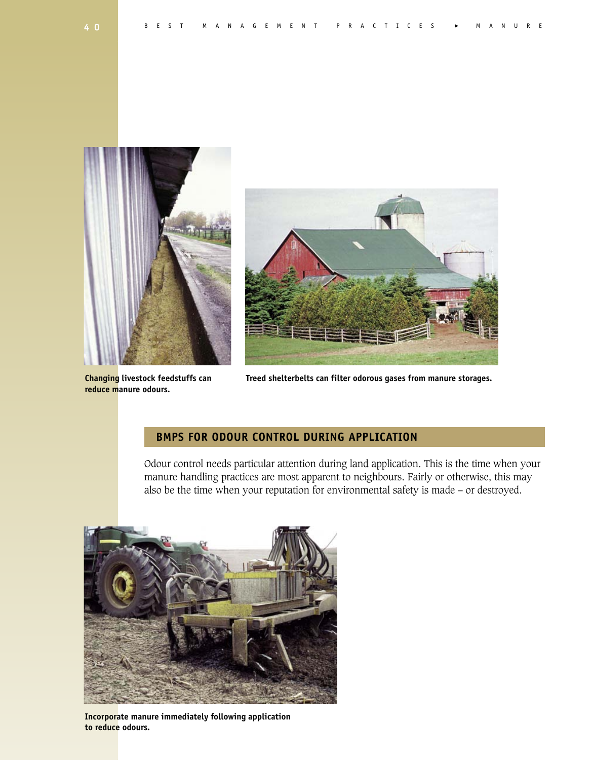Changing livestock feedstuffs can reduce manure odours.

Treed shelterbelts can filter odorous gases from manure storages.

## BMPS FOR ODOUR CONTROL DURING APPLICATION

Odour control needs particular attention during land application. This is the time when your manure handling practices are most apparent to neighbours. Fairly or otherwise, this may also be the time when your reputation for environmental safety is made – or destroyed.

Incorporate manure immediately following application to reduce odours.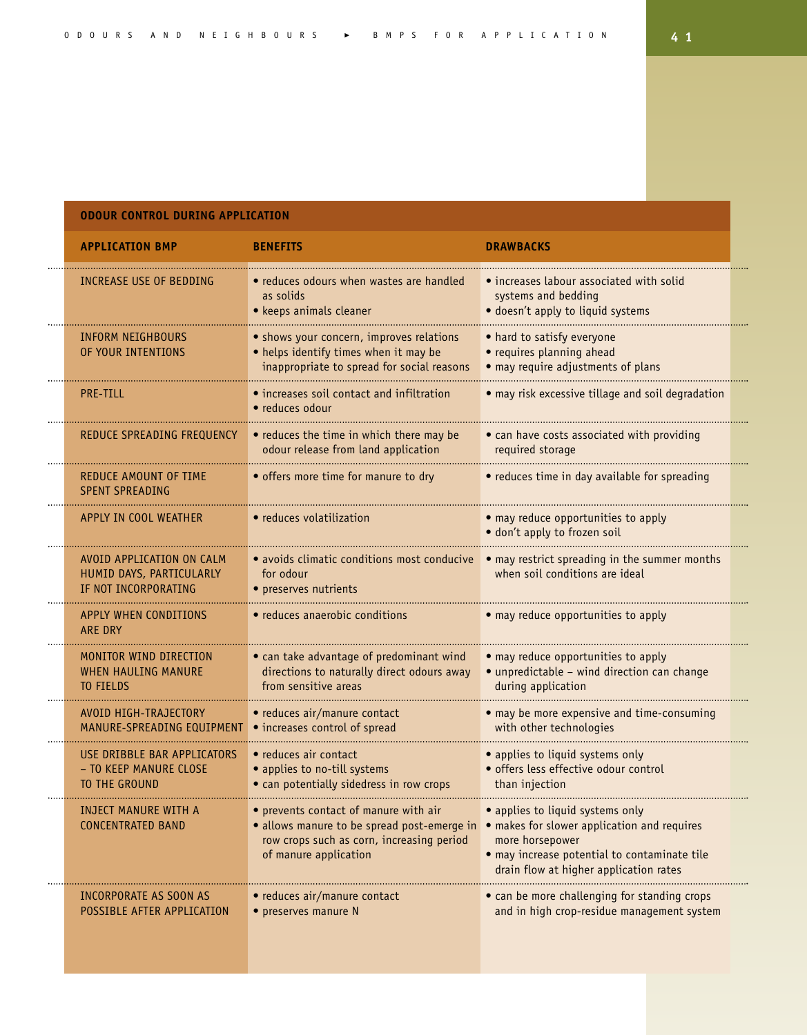## ODOUR CONTROL DURING APPLICATION

| APPLICATION BMP | BENEFITS | DRAWBACKS |
|---|---|---|
| INCREASE USE OF BEDDING | • reduces odours when wastes are handled as solids<br>• keeps animals cleaner | • increases labour associated with solid systems and bedding<br>• doesn't apply to liquid systems |
| INFORM NEIGHBOURS OF YOUR INTENTIONS | • shows your concern, improves relations<br>• helps identify times when it may be inappropriate to spread for social reasons | • hard to satisfy everyone<br>• requires planning ahead<br>• may require adjustments of plans |
| PRE-TILL | • increases soil contact and infiltration<br>• reduces odour | • may risk excessive tillage and soil degradation |
| REDUCE SPREADING FREQUENCY | • reduces the time in which there may be odour release from land application | • can have costs associated with providing required storage |
| REDUCE AMOUNT OF TIME SPENT SPREADING | • offers more time for manure to dry | • reduces time in day available for spreading |
| APPLY IN COOL WEATHER | • reduces volatilization | • may reduce opportunities to apply<br>• don't apply to frozen soil |
| AVOID APPLICATION ON CALM HUMID DAYS, PARTICULARLY IF NOT INCORPORATING | • avoids climatic conditions most conducive for odour<br>• preserves nutrients | • may restrict spreading in the summer months when soil conditions are ideal |
| APPLY WHEN CONDITIONS ARE DRY | • reduces anaerobic conditions | • may reduce opportunities to apply |
| MONITOR WIND DIRECTION WHEN HAULING MANURE TO FIELDS | • can take advantage of predominant wind directions to naturally direct odours away from sensitive areas | • may reduce opportunities to apply<br>• unpredictable – wind direction can change during application |
| AVOID HIGH-TRAJECTORY MANURE-SPREADING EQUIPMENT | • reduces air/manure contact<br>• increases control of spread | • may be more expensive and time-consuming with other technologies |
| USE DRIBBLE BAR APPLICATORS – TO KEEP MANURE CLOSE TO THE GROUND | • reduces air contact<br>• applies to no-till systems<br>• can potentially sidedress in row crops | • applies to liquid systems only<br>• offers less effective odour control than injection |
| INJECT MANURE WITH A CONCENTRATED BAND | • prevents contact of manure with air<br>• allows manure to be spread post-emerge in row crops such as corn, increasing period of manure application | • applies to liquid systems only<br>• makes for slower application and requires more horsepower<br>• may increase potential to contaminate tile drain flow at higher application rates |
| INCORPORATE AS SOON AS POSSIBLE AFTER APPLICATION | • reduces air/manure contact<br>• preserves manure N | • can be more challenging for standing crops and in high crop-residue management system |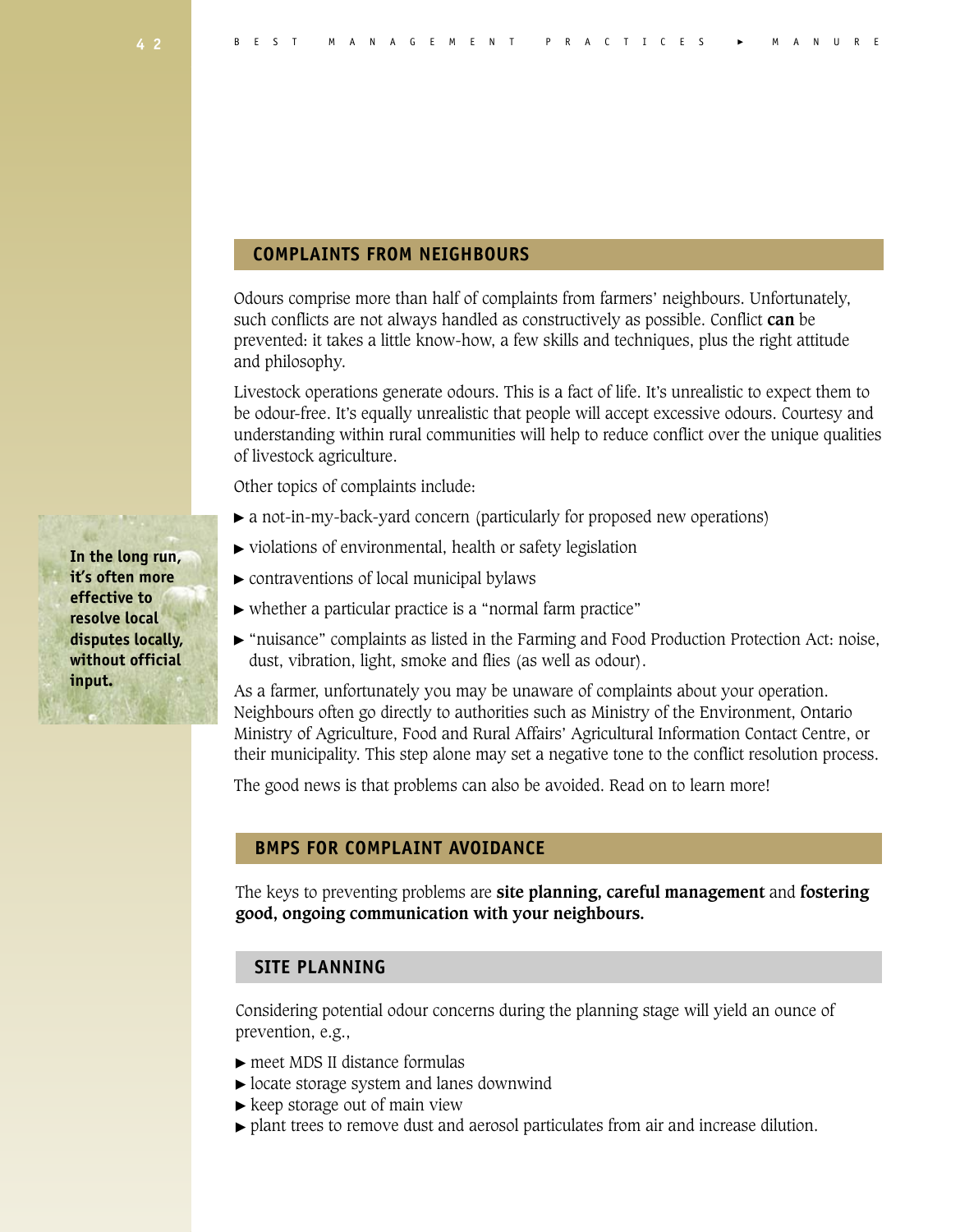## COMPLAINTS FROM NEIGHBOURS

Odours comprise more than half of complaints from farmers' neighbours. Unfortunately, such conflicts are not always handled as constructively as possible. Conflict **can** be prevented: it takes a little know-how, a few skills and techniques, plus the right attitude and philosophy.

Livestock operations generate odours. This is a fact of life. It's unrealistic to expect them to be odour-free. It's equally unrealistic that people will accept excessive odours. Courtesy and understanding within rural communities will help to reduce conflict over the unique qualities of livestock agriculture.

Other topics of complaints include:

- a not-in-my-back-yard concern (particularly for proposed new operations)
- violations of environmental, health or safety legislation
- contraventions of local municipal bylaws
- whether a particular practice is a "normal farm practice"
- "nuisance" complaints as listed in the Farming and Food Production Protection Act: noise, dust, vibration, light, smoke and flies (as well as odour).

**In the long run, it's often more effective to resolve local disputes locally, without official input.**

As a farmer, unfortunately you may be unaware of complaints about your operation. Neighbours often go directly to authorities such as Ministry of the Environment, Ontario Ministry of Agriculture, Food and Rural Affairs' Agricultural Information Contact Centre, or their municipality. This step alone may set a negative tone to the conflict resolution process.

The good news is that problems can also be avoided. Read on to learn more!

## BMPS FOR COMPLAINT AVOIDANCE

The keys to preventing problems are **site planning, careful management** and **fostering good, ongoing communication with your neighbours.**

### SITE PLANNING

Considering potential odour concerns during the planning stage will yield an ounce of prevention, e.g.,

- meet MDS II distance formulas
- locate storage system and lanes downwind
- keep storage out of main view
- plant trees to remove dust and aerosol particulates from air and increase dilution.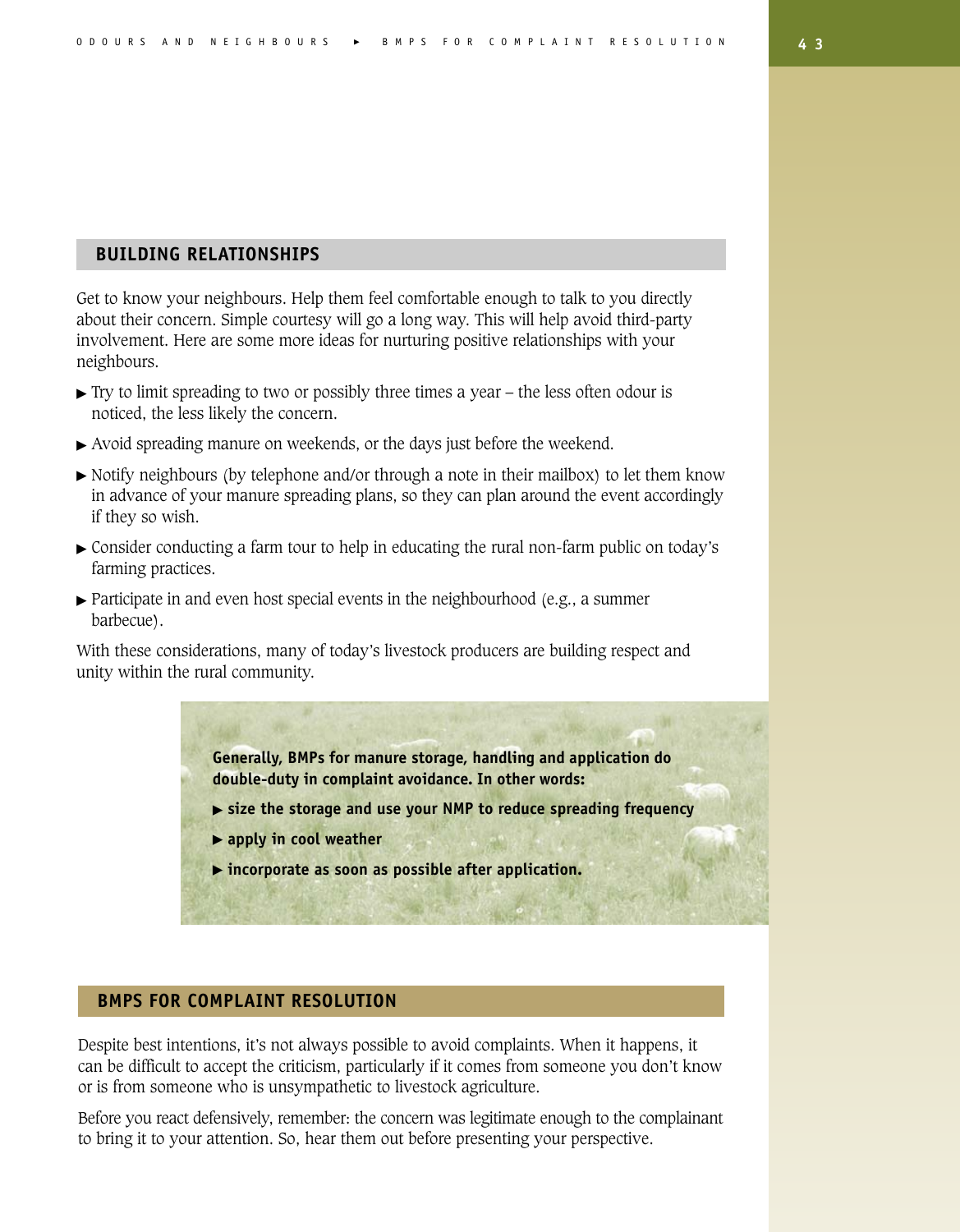## BUILDING RELATIONSHIPS

Get to know your neighbours. Help them feel comfortable enough to talk to you directly about their concern. Simple courtesy will go a long way. This will help avoid third-party involvement. Here are some more ideas for nurturing positive relationships with your neighbours.

- Try to limit spreading to two or possibly three times a year – the less often odour is noticed, the less likely the concern.
- Avoid spreading manure on weekends, or the days just before the weekend.
- Notify neighbours (by telephone and/or through a note in their mailbox) to let them know in advance of your manure spreading plans, so they can plan around the event accordingly if they so wish.
- Consider conducting a farm tour to help in educating the rural non-farm public on today's farming practices.
- Participate in and even host special events in the neighbourhood (e.g., a summer barbecue).

With these considerations, many of today's livestock producers are building respect and unity within the rural community.

**Generally, BMPs for manure storage, handling and application do double-duty in complaint avoidance. In other words:**

- **size the storage and use your NMP to reduce spreading frequency**
- **apply in cool weather**
- **incorporate as soon as possible after application.**

## BMPS FOR COMPLAINT RESOLUTION

Despite best intentions, it's not always possible to avoid complaints. When it happens, it can be difficult to accept the criticism, particularly if it comes from someone you don't know or is from someone who is unsympathetic to livestock agriculture.

Before you react defensively, remember: the concern was legitimate enough to the complainant to bring it to your attention. So, hear them out before presenting your perspective.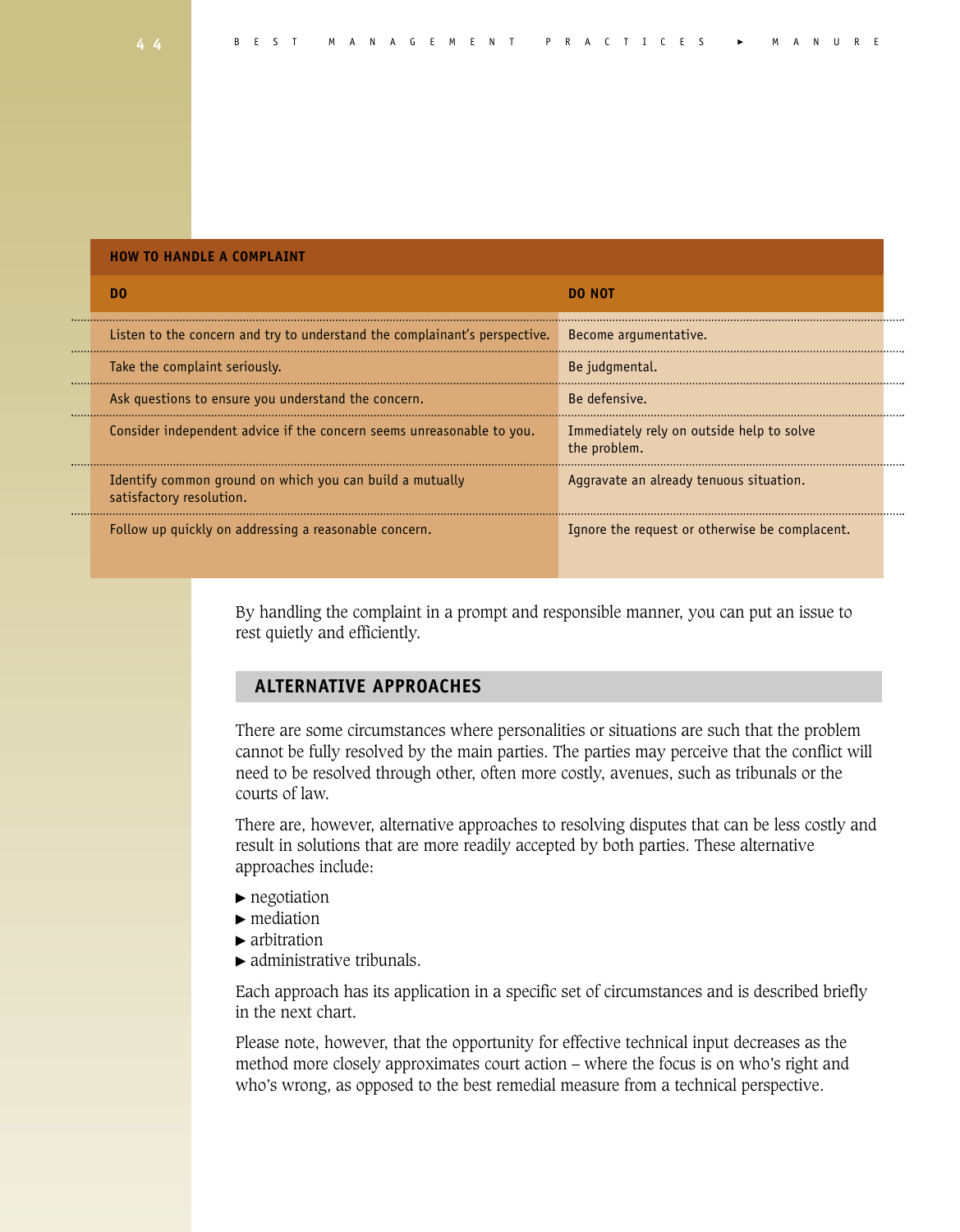| HOW TO HANDLE A COMPLAINT | |
|---|---|
| **DO** | **DO NOT** |
| Listen to the concern and try to understand the complainant's perspective. | Become argumentative. |
| Take the complaint seriously. | Be judgmental. |
| Ask questions to ensure you understand the concern. | Be defensive. |
| Consider independent advice if the concern seems unreasonable to you. | Immediately rely on outside help to solve the problem. |
| Identify common ground on which you can build a mutually satisfactory resolution. | Aggravate an already tenuous situation. |
| Follow up quickly on addressing a reasonable concern. | Ignore the request or otherwise be complacent. |

By handling the complaint in a prompt and responsible manner, you can put an issue to rest quietly and efficiently.

## ALTERNATIVE APPROACHES

There are some circumstances where personalities or situations are such that the problem cannot be fully resolved by the main parties. The parties may perceive that the conflict will need to be resolved through other, often more costly, avenues, such as tribunals or the courts of law.

There are, however, alternative approaches to resolving disputes that can be less costly and result in solutions that are more readily accepted by both parties. These alternative approaches include:

- negotiation
- mediation
- arbitration
- administrative tribunals.

Each approach has its application in a specific set of circumstances and is described briefly in the next chart.

Please note, however, that the opportunity for effective technical input decreases as the method more closely approximates court action – where the focus is on who's right and who's wrong, as opposed to the best remedial measure from a technical perspective.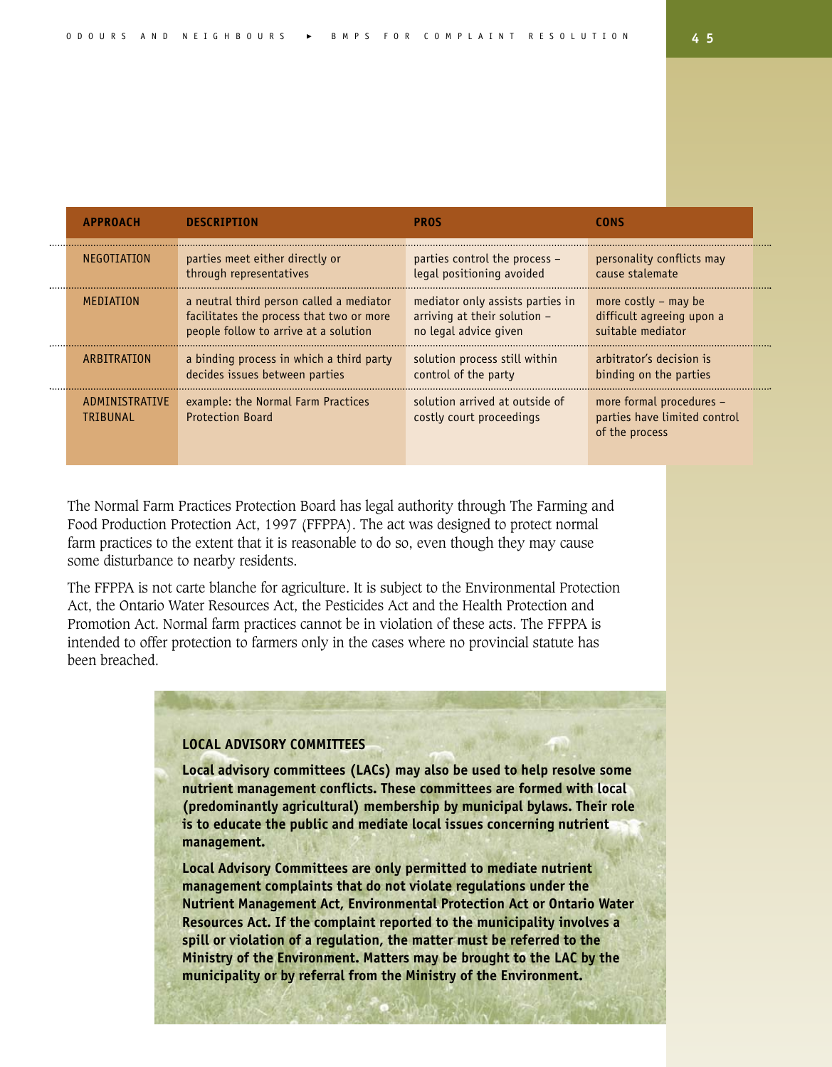| APPROACH | DESCRIPTION | PROS | CONS |
|---|---|---|---|
| NEGOTIATION | parties meet either directly or through representatives | parties control the process – legal positioning avoided | personality conflicts may cause stalemate |
| MEDIATION | a neutral third person called a mediator facilitates the process that two or more people follow to arrive at a solution | mediator only assists parties in arriving at their solution – no legal advice given | more costly – may be difficult agreeing upon a suitable mediator |
| ARBITRATION | a binding process in which a third party decides issues between parties | solution process still within control of the party | arbitrator's decision is binding on the parties |
| ADMINISTRATIVE TRIBUNAL | example: the Normal Farm Practices Protection Board | solution arrived at outside of costly court proceedings | more formal procedures – parties have limited control of the process |

The Normal Farm Practices Protection Board has legal authority through The Farming and Food Production Protection Act, 1997 (FFPPA). The act was designed to protect normal farm practices to the extent that it is reasonable to do so, even though they may cause some disturbance to nearby residents.

The FFPPA is not carte blanche for agriculture. It is subject to the Environmental Protection Act, the Ontario Water Resources Act, the Pesticides Act and the Health Protection and Promotion Act. Normal farm practices cannot be in violation of these acts. The FFPPA is intended to offer protection to farmers only in the cases where no provincial statute has been breached.

### LOCAL ADVISORY COMMITTEES

**Local advisory committees (LACs) may also be used to help resolve some nutrient management conflicts. These committees are formed with local (predominantly agricultural) membership by municipal bylaws. Their role is to educate the public and mediate local issues concerning nutrient management.**

**Local Advisory Committees are only permitted to mediate nutrient management complaints that do not violate regulations under the Nutrient Management Act, Environmental Protection Act or Ontario Water Resources Act. If the complaint reported to the municipality involves a spill or violation of a regulation, the matter must be referred to the Ministry of the Environment. Matters may be brought to the LAC by the municipality or by referral from the Ministry of the Environment.**